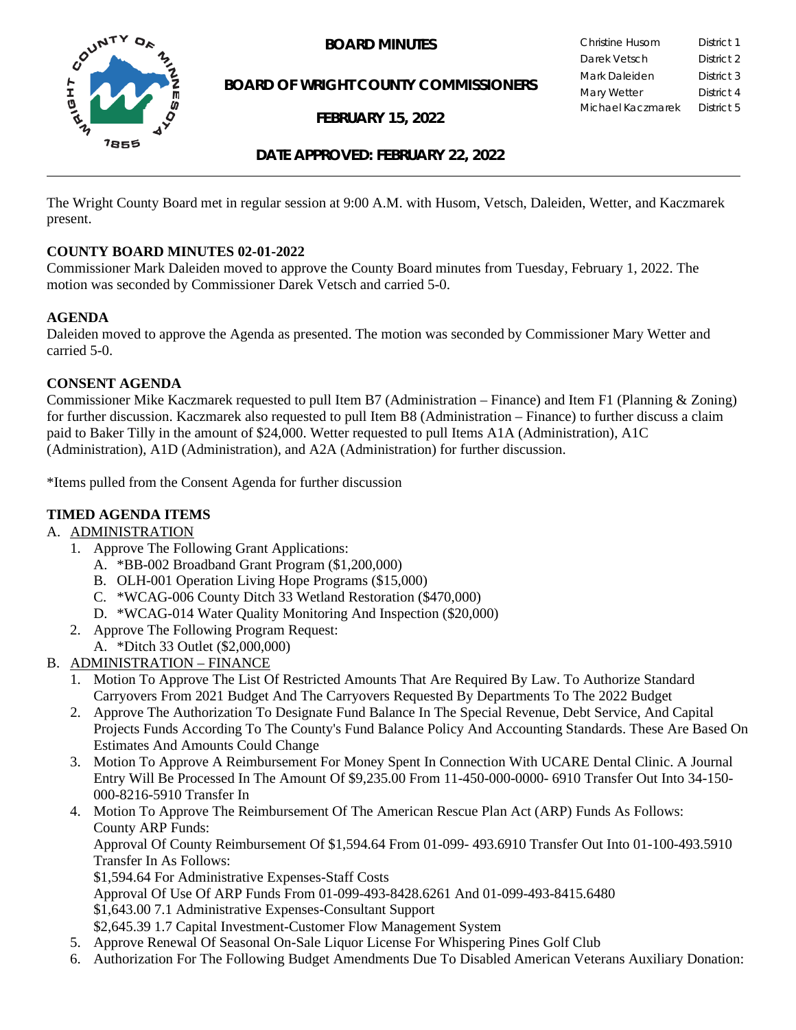# BOARD MINUTES

## BOARD OF WRIGHT COUNTY COMMISSIONERS

## FEBRUARY 15, 2022

| Christine Husom | District 1 |
| --- | --- |
| Darek Vetsch | District 2 |
| Mark Daleiden | District 3 |
| Mary Wetter | District 4 |
| Michael Kaczmarek | District 5 |

## DATE APPROVED: FEBRUARY 22, 2022

The Wright County Board met in regular session at 9:00 A.M. with Husom, Vetsch, Daleiden, Wetter, and Kaczmarek present.

**COUNTY BOARD MINUTES 02-01-2022**

Commissioner Mark Daleiden moved to approve the County Board minutes from Tuesday, February 1, 2022. The motion was seconded by Commissioner Darek Vetsch and carried 5-0.

**AGENDA**

Daleiden moved to approve the Agenda as presented. The motion was seconded by Commissioner Mary Wetter and carried 5-0.

**CONSENT AGENDA**

Commissioner Mike Kaczmarek requested to pull Item B7 (Administration – Finance) and Item F1 (Planning & Zoning) for further discussion. Kaczmarek also requested to pull Item B8 (Administration – Finance) to further discuss a claim paid to Baker Tilly in the amount of $24,000. Wetter requested to pull Items A1A (Administration), A1C (Administration), A1D (Administration), and A2A (Administration) for further discussion.

*Items pulled from the Consent Agenda for further discussion

**TIMED AGENDA ITEMS**

A. ADMINISTRATION
   1. Approve The Following Grant Applications:
      A. *BB-002 Broadband Grant Program ($1,200,000)
      B. OLH-001 Operation Living Hope Programs ($15,000)
      C. *WCAG-006 County Ditch 33 Wetland Restoration ($470,000)
      D. *WCAG-014 Water Quality Monitoring And Inspection ($20,000)
   2. Approve The Following Program Request:
      A. *Ditch 33 Outlet ($2,000,000)

B. ADMINISTRATION – FINANCE
   1. Motion To Approve The List Of Restricted Amounts That Are Required By Law. To Authorize Standard Carryovers From 2021 Budget And The Carryovers Requested By Departments To The 2022 Budget
   2. Approve The Authorization To Designate Fund Balance In The Special Revenue, Debt Service, And Capital Projects Funds According To The County's Fund Balance Policy And Accounting Standards. These Are Based On Estimates And Amounts Could Change
   3. Motion To Approve A Reimbursement For Money Spent In Connection With UCARE Dental Clinic. A Journal Entry Will Be Processed In The Amount Of $9,235.00 From 11-450-000-0000- 6910 Transfer Out Into 34-150-000-8216-5910 Transfer In
   4. Motion To Approve The Reimbursement Of The American Rescue Plan Act (ARP) Funds As Follows:
      County ARP Funds:
      Approval Of County Reimbursement Of $1,594.64 From 01-099- 493.6910 Transfer Out Into 01-100-493.5910 Transfer In As Follows:
      $1,594.64 For Administrative Expenses-Staff Costs
      Approval Of Use Of ARP Funds From 01-099-493-8428.6261 And 01-099-493-8415.6480
      $1,643.00 7.1 Administrative Expenses-Consultant Support
      $2,645.39 1.7 Capital Investment-Customer Flow Management System
   5. Approve Renewal Of Seasonal On-Sale Liquor License For Whispering Pines Golf Club
   6. Authorization For The Following Budget Amendments Due To Disabled American Veterans Auxiliary Donation: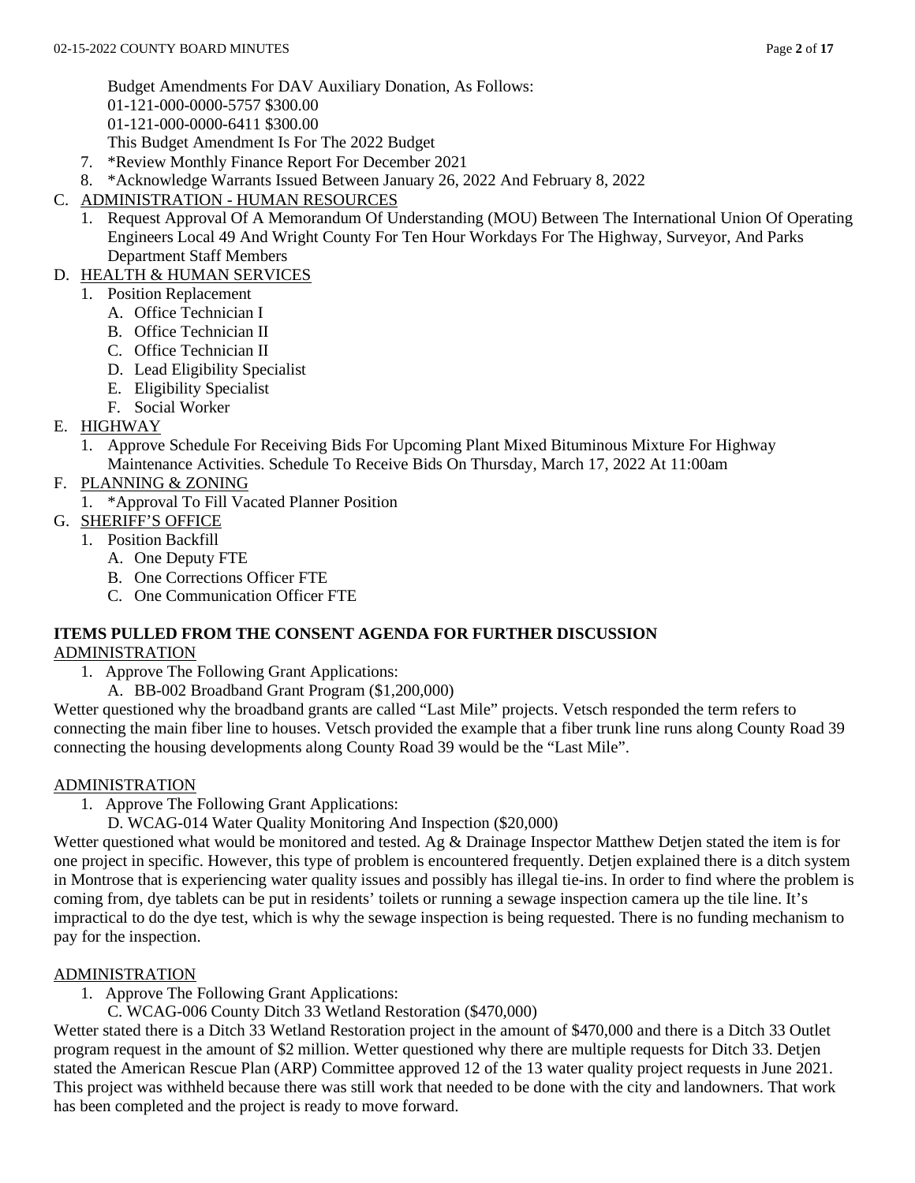Budget Amendments For DAV Auxiliary Donation, As Follows:
01-121-000-0000-5757 $300.00
01-121-000-0000-6411 $300.00
This Budget Amendment Is For The 2022 Budget

7. *Review Monthly Finance Report For December 2021
8. *Acknowledge Warrants Issued Between January 26, 2022 And February 8, 2022

C. <u>ADMINISTRATION - HUMAN RESOURCES</u>
   1. Request Approval Of A Memorandum Of Understanding (MOU) Between The International Union Of Operating Engineers Local 49 And Wright County For Ten Hour Workdays For The Highway, Surveyor, And Parks Department Staff Members

D. <u>HEALTH & HUMAN SERVICES</u>
   1. Position Replacement
      A. Office Technician I
      B. Office Technician II
      C. Office Technician II
      D. Lead Eligibility Specialist
      E. Eligibility Specialist
      F. Social Worker

E. <u>HIGHWAY</u>
   1. Approve Schedule For Receiving Bids For Upcoming Plant Mixed Bituminous Mixture For Highway Maintenance Activities. Schedule To Receive Bids On Thursday, March 17, 2022 At 11:00am

F. <u>PLANNING & ZONING</u>
   1. *Approval To Fill Vacated Planner Position

G. <u>SHERIFF'S OFFICE</u>
   1. Position Backfill
      A. One Deputy FTE
      B. One Corrections Officer FTE
      C. One Communication Officer FTE

**ITEMS PULLED FROM THE CONSENT AGENDA FOR FURTHER DISCUSSION**

<u>ADMINISTRATION</u>

1. Approve The Following Grant Applications:
   A. BB-002 Broadband Grant Program ($1,200,000)

Wetter questioned why the broadband grants are called "Last Mile" projects. Vetsch responded the term refers to connecting the main fiber line to houses. Vetsch provided the example that a fiber trunk line runs along County Road 39 connecting the housing developments along County Road 39 would be the "Last Mile".

<u>ADMINISTRATION</u>

1. Approve The Following Grant Applications:
   D. WCAG-014 Water Quality Monitoring And Inspection ($20,000)

Wetter questioned what would be monitored and tested. Ag & Drainage Inspector Matthew Detjen stated the item is for one project in specific. However, this type of problem is encountered frequently. Detjen explained there is a ditch system in Montrose that is experiencing water quality issues and possibly has illegal tie-ins. In order to find where the problem is coming from, dye tablets can be put in residents' toilets or running a sewage inspection camera up the tile line. It's impractical to do the dye test, which is why the sewage inspection is being requested. There is no funding mechanism to pay for the inspection.

<u>ADMINISTRATION</u>

1. Approve The Following Grant Applications:
   C. WCAG-006 County Ditch 33 Wetland Restoration ($470,000)

Wetter stated there is a Ditch 33 Wetland Restoration project in the amount of $470,000 and there is a Ditch 33 Outlet program request in the amount of $2 million. Wetter questioned why there are multiple requests for Ditch 33. Detjen stated the American Rescue Plan (ARP) Committee approved 12 of the 13 water quality project requests in June 2021. This project was withheld because there was still work that needed to be done with the city and landowners. That work has been completed and the project is ready to move forward.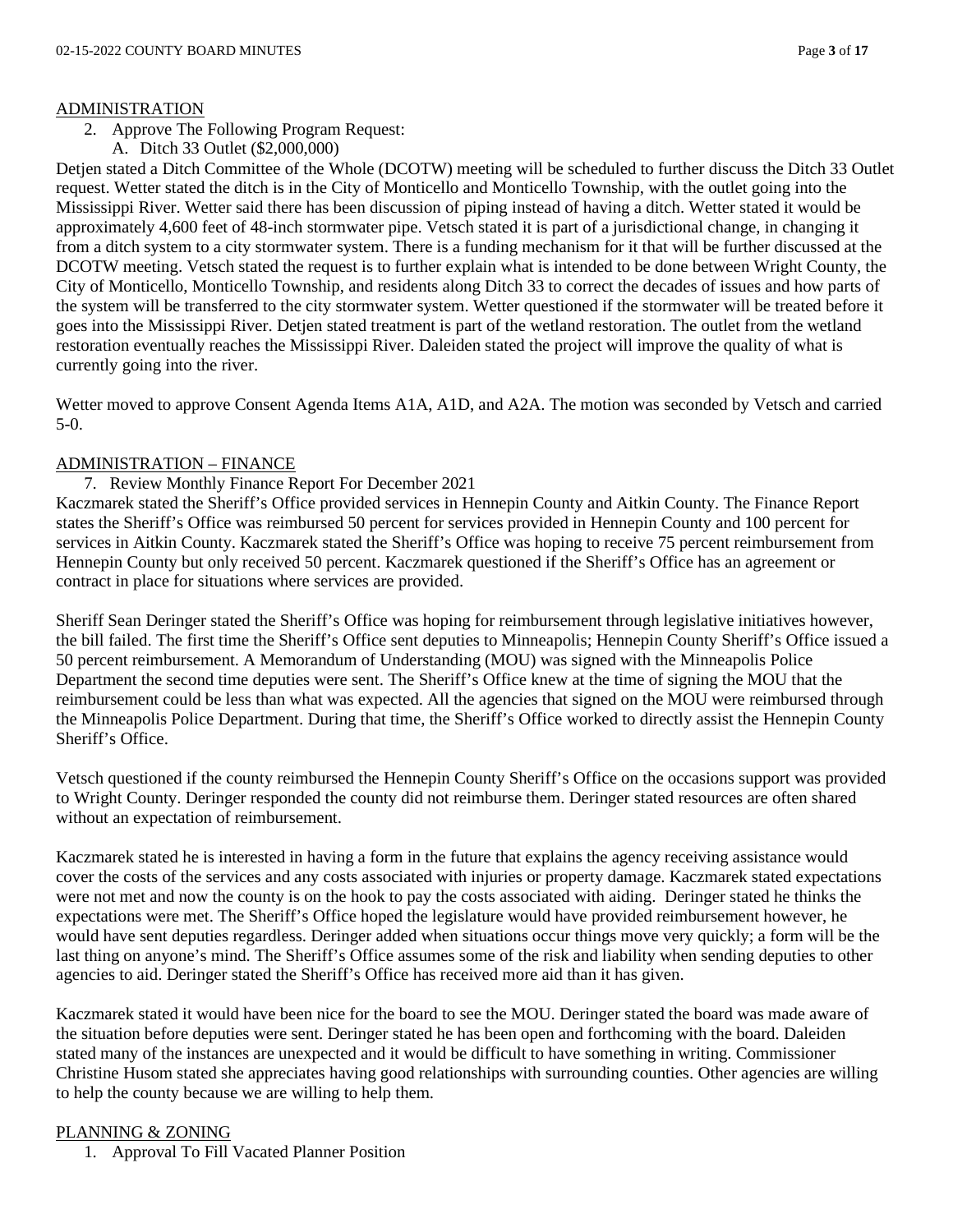ADMINISTRATION

2. Approve The Following Program Request:
   A. Ditch 33 Outlet ($2,000,000)

Detjen stated a Ditch Committee of the Whole (DCOTW) meeting will be scheduled to further discuss the Ditch 33 Outlet request. Wetter stated the ditch is in the City of Monticello and Monticello Township, with the outlet going into the Mississippi River. Wetter said there has been discussion of piping instead of having a ditch. Wetter stated it would be approximately 4,600 feet of 48-inch stormwater pipe. Vetsch stated it is part of a jurisdictional change, in changing it from a ditch system to a city stormwater system. There is a funding mechanism for it that will be further discussed at the DCOTW meeting. Vetsch stated the request is to further explain what is intended to be done between Wright County, the City of Monticello, Monticello Township, and residents along Ditch 33 to correct the decades of issues and how parts of the system will be transferred to the city stormwater system. Wetter questioned if the stormwater will be treated before it goes into the Mississippi River. Detjen stated treatment is part of the wetland restoration. The outlet from the wetland restoration eventually reaches the Mississippi River. Daleiden stated the project will improve the quality of what is currently going into the river.

Wetter moved to approve Consent Agenda Items A1A, A1D, and A2A. The motion was seconded by Vetsch and carried 5-0.

ADMINISTRATION – FINANCE

7. Review Monthly Finance Report For December 2021

Kaczmarek stated the Sheriff's Office provided services in Hennepin County and Aitkin County. The Finance Report states the Sheriff's Office was reimbursed 50 percent for services provided in Hennepin County and 100 percent for services in Aitkin County. Kaczmarek stated the Sheriff's Office was hoping to receive 75 percent reimbursement from Hennepin County but only received 50 percent. Kaczmarek questioned if the Sheriff's Office has an agreement or contract in place for situations where services are provided.

Sheriff Sean Deringer stated the Sheriff's Office was hoping for reimbursement through legislative initiatives however, the bill failed. The first time the Sheriff's Office sent deputies to Minneapolis; Hennepin County Sheriff's Office issued a 50 percent reimbursement. A Memorandum of Understanding (MOU) was signed with the Minneapolis Police Department the second time deputies were sent. The Sheriff's Office knew at the time of signing the MOU that the reimbursement could be less than what was expected. All the agencies that signed on the MOU were reimbursed through the Minneapolis Police Department. During that time, the Sheriff's Office worked to directly assist the Hennepin County Sheriff's Office.

Vetsch questioned if the county reimbursed the Hennepin County Sheriff's Office on the occasions support was provided to Wright County. Deringer responded the county did not reimburse them. Deringer stated resources are often shared without an expectation of reimbursement.

Kaczmarek stated he is interested in having a form in the future that explains the agency receiving assistance would cover the costs of the services and any costs associated with injuries or property damage. Kaczmarek stated expectations were not met and now the county is on the hook to pay the costs associated with aiding. Deringer stated he thinks the expectations were met. The Sheriff's Office hoped the legislature would have provided reimbursement however, he would have sent deputies regardless. Deringer added when situations occur things move very quickly; a form will be the last thing on anyone's mind. The Sheriff's Office assumes some of the risk and liability when sending deputies to other agencies to aid. Deringer stated the Sheriff's Office has received more aid than it has given.

Kaczmarek stated it would have been nice for the board to see the MOU. Deringer stated the board was made aware of the situation before deputies were sent. Deringer stated he has been open and forthcoming with the board. Daleiden stated many of the instances are unexpected and it would be difficult to have something in writing. Commissioner Christine Husom stated she appreciates having good relationships with surrounding counties. Other agencies are willing to help the county because we are willing to help them.

PLANNING & ZONING

1. Approval To Fill Vacated Planner Position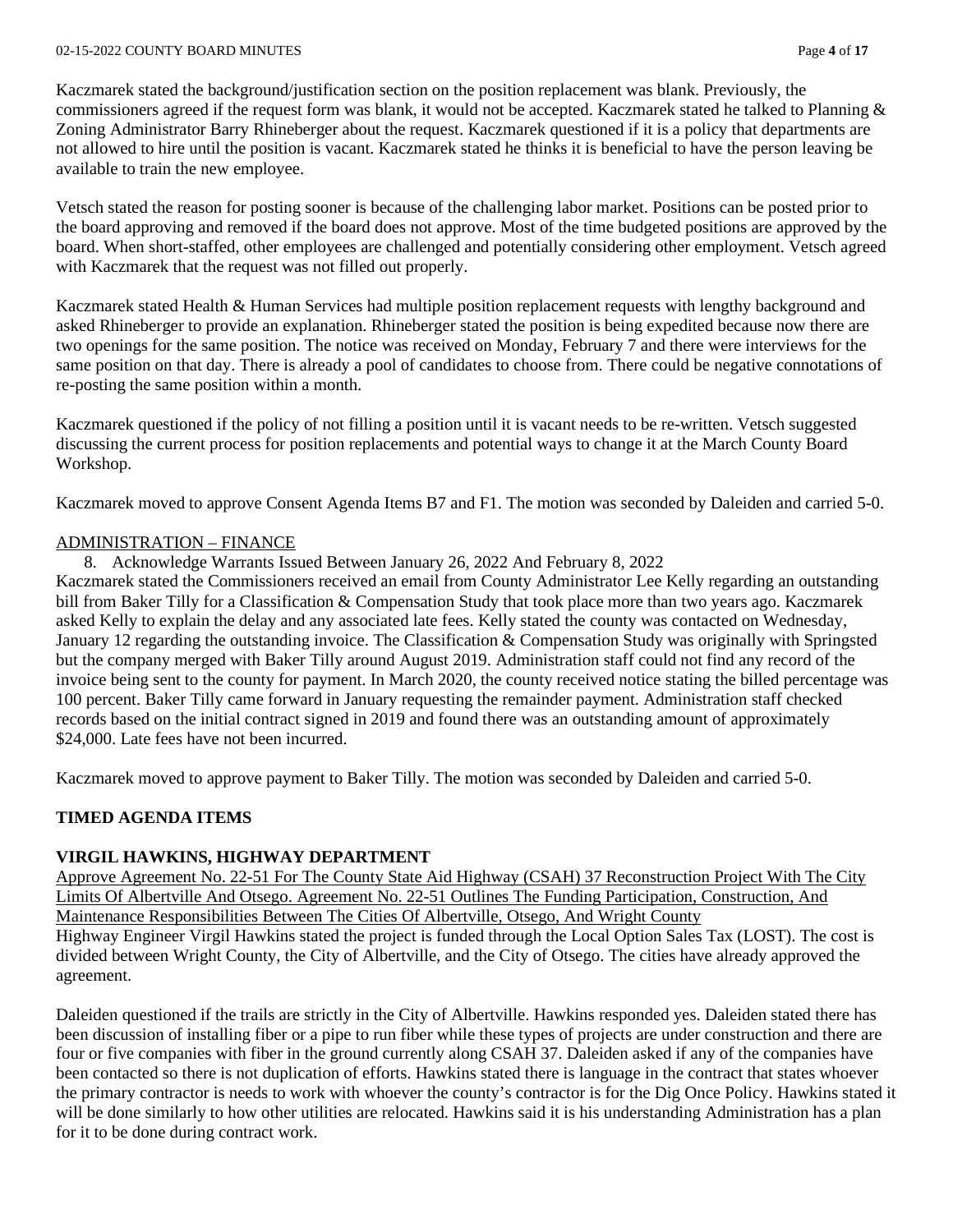Kaczmarek stated the background/justification section on the position replacement was blank. Previously, the commissioners agreed if the request form was blank, it would not be accepted. Kaczmarek stated he talked to Planning & Zoning Administrator Barry Rhineberger about the request. Kaczmarek questioned if it is a policy that departments are not allowed to hire until the position is vacant. Kaczmarek stated he thinks it is beneficial to have the person leaving be available to train the new employee.

Vetsch stated the reason for posting sooner is because of the challenging labor market. Positions can be posted prior to the board approving and removed if the board does not approve. Most of the time budgeted positions are approved by the board. When short-staffed, other employees are challenged and potentially considering other employment. Vetsch agreed with Kaczmarek that the request was not filled out properly.

Kaczmarek stated Health & Human Services had multiple position replacement requests with lengthy background and asked Rhineberger to provide an explanation. Rhineberger stated the position is being expedited because now there are two openings for the same position. The notice was received on Monday, February 7 and there were interviews for the same position on that day. There is already a pool of candidates to choose from. There could be negative connotations of re-posting the same position within a month.

Kaczmarek questioned if the policy of not filling a position until it is vacant needs to be re-written. Vetsch suggested discussing the current process for position replacements and potential ways to change it at the March County Board Workshop.

Kaczmarek moved to approve Consent Agenda Items B7 and F1. The motion was seconded by Daleiden and carried 5-0.

<u>ADMINISTRATION – FINANCE</u>

8. Acknowledge Warrants Issued Between January 26, 2022 And February 8, 2022

Kaczmarek stated the Commissioners received an email from County Administrator Lee Kelly regarding an outstanding bill from Baker Tilly for a Classification & Compensation Study that took place more than two years ago. Kaczmarek asked Kelly to explain the delay and any associated late fees. Kelly stated the county was contacted on Wednesday, January 12 regarding the outstanding invoice. The Classification & Compensation Study was originally with Springsted but the company merged with Baker Tilly around August 2019. Administration staff could not find any record of the invoice being sent to the county for payment. In March 2020, the county received notice stating the billed percentage was 100 percent. Baker Tilly came forward in January requesting the remainder payment. Administration staff checked records based on the initial contract signed in 2019 and found there was an outstanding amount of approximately $24,000. Late fees have not been incurred.

Kaczmarek moved to approve payment to Baker Tilly. The motion was seconded by Daleiden and carried 5-0.

## TIMED AGENDA ITEMS

### VIRGIL HAWKINS, HIGHWAY DEPARTMENT

<u>Approve Agreement No. 22-51 For The County State Aid Highway (CSAH) 37 Reconstruction Project With The City Limits Of Albertville And Otsego. Agreement No. 22-51 Outlines The Funding Participation, Construction, And Maintenance Responsibilities Between The Cities Of Albertville, Otsego, And Wright County</u>

Highway Engineer Virgil Hawkins stated the project is funded through the Local Option Sales Tax (LOST). The cost is divided between Wright County, the City of Albertville, and the City of Otsego. The cities have already approved the agreement.

Daleiden questioned if the trails are strictly in the City of Albertville. Hawkins responded yes. Daleiden stated there has been discussion of installing fiber or a pipe to run fiber while these types of projects are under construction and there are four or five companies with fiber in the ground currently along CSAH 37. Daleiden asked if any of the companies have been contacted so there is not duplication of efforts. Hawkins stated there is language in the contract that states whoever the primary contractor is needs to work with whoever the county's contractor is for the Dig Once Policy. Hawkins stated it will be done similarly to how other utilities are relocated. Hawkins said it is his understanding Administration has a plan for it to be done during contract work.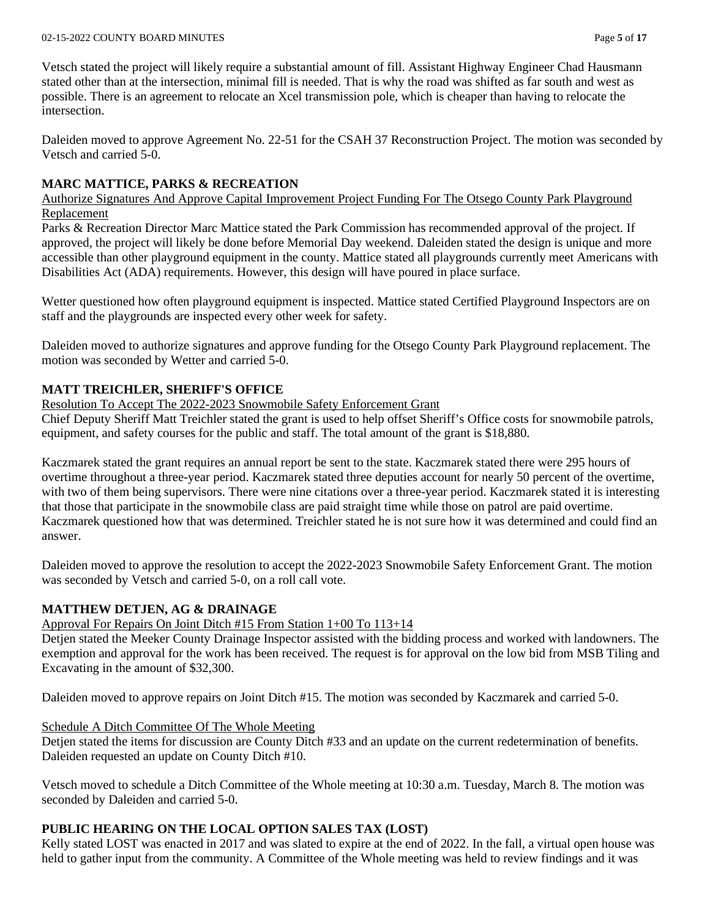Vetsch stated the project will likely require a substantial amount of fill. Assistant Highway Engineer Chad Hausmann stated other than at the intersection, minimal fill is needed. That is why the road was shifted as far south and west as possible. There is an agreement to relocate an Xcel transmission pole, which is cheaper than having to relocate the intersection.

Daleiden moved to approve Agreement No. 22-51 for the CSAH 37 Reconstruction Project. The motion was seconded by Vetsch and carried 5-0.

## MARC MATTICE, PARKS & RECREATION

Authorize Signatures And Approve Capital Improvement Project Funding For The Otsego County Park Playground Replacement

Parks & Recreation Director Marc Mattice stated the Park Commission has recommended approval of the project. If approved, the project will likely be done before Memorial Day weekend. Daleiden stated the design is unique and more accessible than other playground equipment in the county. Mattice stated all playgrounds currently meet Americans with Disabilities Act (ADA) requirements. However, this design will have poured in place surface.

Wetter questioned how often playground equipment is inspected. Mattice stated Certified Playground Inspectors are on staff and the playgrounds are inspected every other week for safety.

Daleiden moved to authorize signatures and approve funding for the Otsego County Park Playground replacement. The motion was seconded by Wetter and carried 5-0.

## MATT TREICHLER, SHERIFF'S OFFICE

Resolution To Accept The 2022-2023 Snowmobile Safety Enforcement Grant

Chief Deputy Sheriff Matt Treichler stated the grant is used to help offset Sheriff's Office costs for snowmobile patrols, equipment, and safety courses for the public and staff. The total amount of the grant is $18,880.

Kaczmarek stated the grant requires an annual report be sent to the state. Kaczmarek stated there were 295 hours of overtime throughout a three-year period. Kaczmarek stated three deputies account for nearly 50 percent of the overtime, with two of them being supervisors. There were nine citations over a three-year period. Kaczmarek stated it is interesting that those that participate in the snowmobile class are paid straight time while those on patrol are paid overtime. Kaczmarek questioned how that was determined. Treichler stated he is not sure how it was determined and could find an answer.

Daleiden moved to approve the resolution to accept the 2022-2023 Snowmobile Safety Enforcement Grant. The motion was seconded by Vetsch and carried 5-0, on a roll call vote.

## MATTHEW DETJEN, AG & DRAINAGE

Approval For Repairs On Joint Ditch #15 From Station 1+00 To 113+14

Detjen stated the Meeker County Drainage Inspector assisted with the bidding process and worked with landowners. The exemption and approval for the work has been received. The request is for approval on the low bid from MSB Tiling and Excavating in the amount of $32,300.

Daleiden moved to approve repairs on Joint Ditch #15. The motion was seconded by Kaczmarek and carried 5-0.

Schedule A Ditch Committee Of The Whole Meeting

Detjen stated the items for discussion are County Ditch #33 and an update on the current redetermination of benefits. Daleiden requested an update on County Ditch #10.

Vetsch moved to schedule a Ditch Committee of the Whole meeting at 10:30 a.m. Tuesday, March 8. The motion was seconded by Daleiden and carried 5-0.

## PUBLIC HEARING ON THE LOCAL OPTION SALES TAX (LOST)

Kelly stated LOST was enacted in 2017 and was slated to expire at the end of 2022. In the fall, a virtual open house was held to gather input from the community. A Committee of the Whole meeting was held to review findings and it was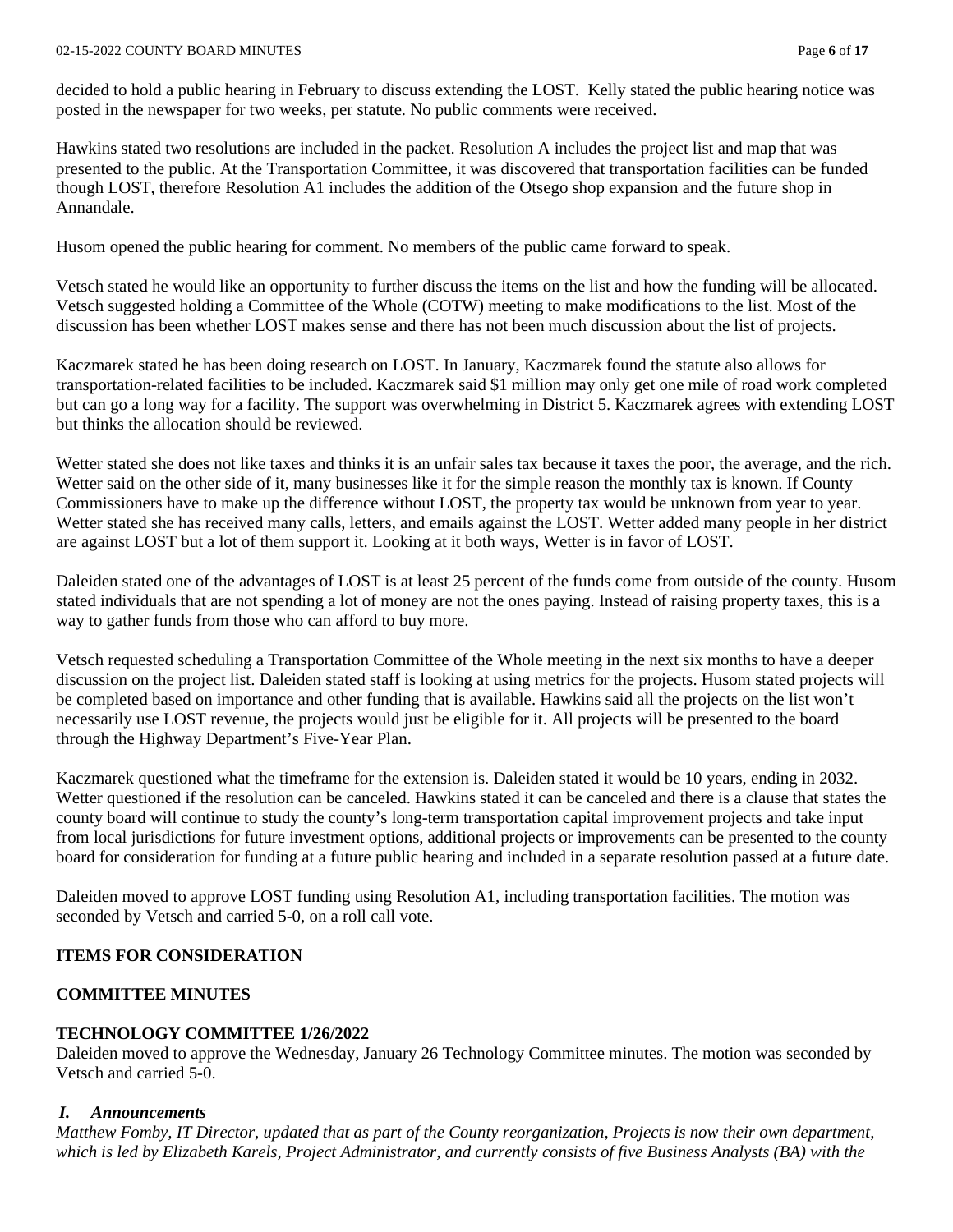decided to hold a public hearing in February to discuss extending the LOST. Kelly stated the public hearing notice was posted in the newspaper for two weeks, per statute. No public comments were received.

Hawkins stated two resolutions are included in the packet. Resolution A includes the project list and map that was presented to the public. At the Transportation Committee, it was discovered that transportation facilities can be funded though LOST, therefore Resolution A1 includes the addition of the Otsego shop expansion and the future shop in Annandale.

Husom opened the public hearing for comment. No members of the public came forward to speak.

Vetsch stated he would like an opportunity to further discuss the items on the list and how the funding will be allocated. Vetsch suggested holding a Committee of the Whole (COTW) meeting to make modifications to the list. Most of the discussion has been whether LOST makes sense and there has not been much discussion about the list of projects.

Kaczmarek stated he has been doing research on LOST. In January, Kaczmarek found the statute also allows for transportation-related facilities to be included. Kaczmarek said $1 million may only get one mile of road work completed but can go a long way for a facility. The support was overwhelming in District 5. Kaczmarek agrees with extending LOST but thinks the allocation should be reviewed.

Wetter stated she does not like taxes and thinks it is an unfair sales tax because it taxes the poor, the average, and the rich. Wetter said on the other side of it, many businesses like it for the simple reason the monthly tax is known. If County Commissioners have to make up the difference without LOST, the property tax would be unknown from year to year. Wetter stated she has received many calls, letters, and emails against the LOST. Wetter added many people in her district are against LOST but a lot of them support it. Looking at it both ways, Wetter is in favor of LOST.

Daleiden stated one of the advantages of LOST is at least 25 percent of the funds come from outside of the county. Husom stated individuals that are not spending a lot of money are not the ones paying. Instead of raising property taxes, this is a way to gather funds from those who can afford to buy more.

Vetsch requested scheduling a Transportation Committee of the Whole meeting in the next six months to have a deeper discussion on the project list. Daleiden stated staff is looking at using metrics for the projects. Husom stated projects will be completed based on importance and other funding that is available. Hawkins said all the projects on the list won't necessarily use LOST revenue, the projects would just be eligible for it. All projects will be presented to the board through the Highway Department's Five-Year Plan.

Kaczmarek questioned what the timeframe for the extension is. Daleiden stated it would be 10 years, ending in 2032. Wetter questioned if the resolution can be canceled. Hawkins stated it can be canceled and there is a clause that states the county board will continue to study the county's long-term transportation capital improvement projects and take input from local jurisdictions for future investment options, additional projects or improvements can be presented to the county board for consideration for funding at a future public hearing and included in a separate resolution passed at a future date.

Daleiden moved to approve LOST funding using Resolution A1, including transportation facilities. The motion was seconded by Vetsch and carried 5-0, on a roll call vote.

## ITEMS FOR CONSIDERATION

## COMMITTEE MINUTES

### TECHNOLOGY COMMITTEE 1/26/2022

Daleiden moved to approve the Wednesday, January 26 Technology Committee minutes. The motion was seconded by Vetsch and carried 5-0.

#### *I. Announcements*

*Matthew Fomby, IT Director, updated that as part of the County reorganization, Projects is now their own department, which is led by Elizabeth Karels, Project Administrator, and currently consists of five Business Analysts (BA) with the*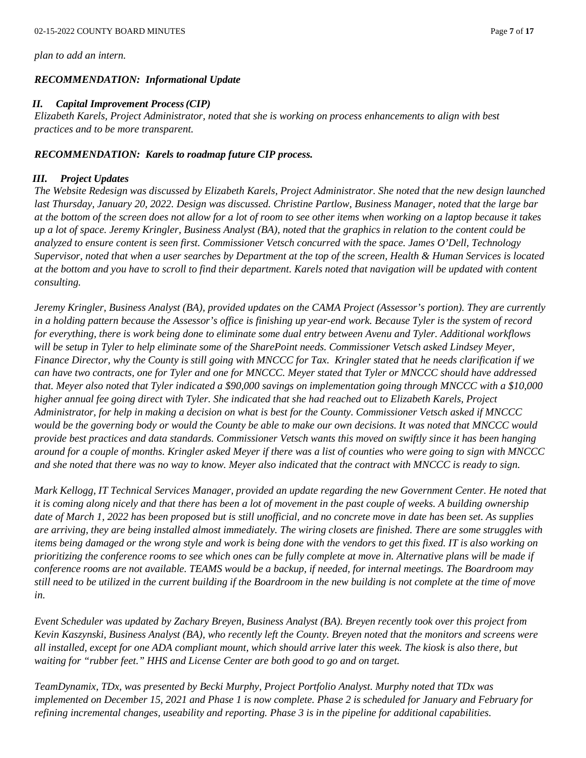*plan to add an intern.*

***RECOMMENDATION: Informational Update***

### ***II. Capital Improvement Process (CIP)***

*Elizabeth Karels, Project Administrator, noted that she is working on process enhancements to align with best practices and to be more transparent.*

***RECOMMENDATION: Karels to roadmap future CIP process.***

### ***III. Project Updates***

*The Website Redesign was discussed by Elizabeth Karels, Project Administrator. She noted that the new design launched last Thursday, January 20, 2022. Design was discussed. Christine Partlow, Business Manager, noted that the large bar at the bottom of the screen does not allow for a lot of room to see other items when working on a laptop because it takes up a lot of space. Jeremy Kringler, Business Analyst (BA), noted that the graphics in relation to the content could be analyzed to ensure content is seen first. Commissioner Vetsch concurred with the space. James O'Dell, Technology Supervisor, noted that when a user searches by Department at the top of the screen, Health & Human Services is located at the bottom and you have to scroll to find their department. Karels noted that navigation will be updated with content consulting.*

*Jeremy Kringler, Business Analyst (BA), provided updates on the CAMA Project (Assessor's portion). They are currently in a holding pattern because the Assessor's office is finishing up year-end work. Because Tyler is the system of record for everything, there is work being done to eliminate some dual entry between Avenu and Tyler. Additional workflows will be setup in Tyler to help eliminate some of the SharePoint needs. Commissioner Vetsch asked Lindsey Meyer, Finance Director, why the County is still going with MNCCC for Tax. Kringler stated that he needs clarification if we can have two contracts, one for Tyler and one for MNCCC. Meyer stated that Tyler or MNCCC should have addressed that. Meyer also noted that Tyler indicated a $90,000 savings on implementation going through MNCCC with a $10,000 higher annual fee going direct with Tyler. She indicated that she had reached out to Elizabeth Karels, Project Administrator, for help in making a decision on what is best for the County. Commissioner Vetsch asked if MNCCC would be the governing body or would the County be able to make our own decisions. It was noted that MNCCC would provide best practices and data standards. Commissioner Vetsch wants this moved on swiftly since it has been hanging around for a couple of months. Kringler asked Meyer if there was a list of counties who were going to sign with MNCCC and she noted that there was no way to know. Meyer also indicated that the contract with MNCCC is ready to sign.*

*Mark Kellogg, IT Technical Services Manager, provided an update regarding the new Government Center. He noted that it is coming along nicely and that there has been a lot of movement in the past couple of weeks. A building ownership date of March 1, 2022 has been proposed but is still unofficial, and no concrete move in date has been set. As supplies are arriving, they are being installed almost immediately. The wiring closets are finished. There are some struggles with items being damaged or the wrong style and work is being done with the vendors to get this fixed. IT is also working on prioritizing the conference rooms to see which ones can be fully complete at move in. Alternative plans will be made if conference rooms are not available. TEAMS would be a backup, if needed, for internal meetings. The Boardroom may still need to be utilized in the current building if the Boardroom in the new building is not complete at the time of move in.*

*Event Scheduler was updated by Zachary Breyen, Business Analyst (BA). Breyen recently took over this project from Kevin Kaszynski, Business Analyst (BA), who recently left the County. Breyen noted that the monitors and screens were all installed, except for one ADA compliant mount, which should arrive later this week. The kiosk is also there, but waiting for "rubber feet." HHS and License Center are both good to go and on target.*

*TeamDynamix, TDx, was presented by Becki Murphy, Project Portfolio Analyst. Murphy noted that TDx was implemented on December 15, 2021 and Phase 1 is now complete. Phase 2 is scheduled for January and February for refining incremental changes, useability and reporting. Phase 3 is in the pipeline for additional capabilities.*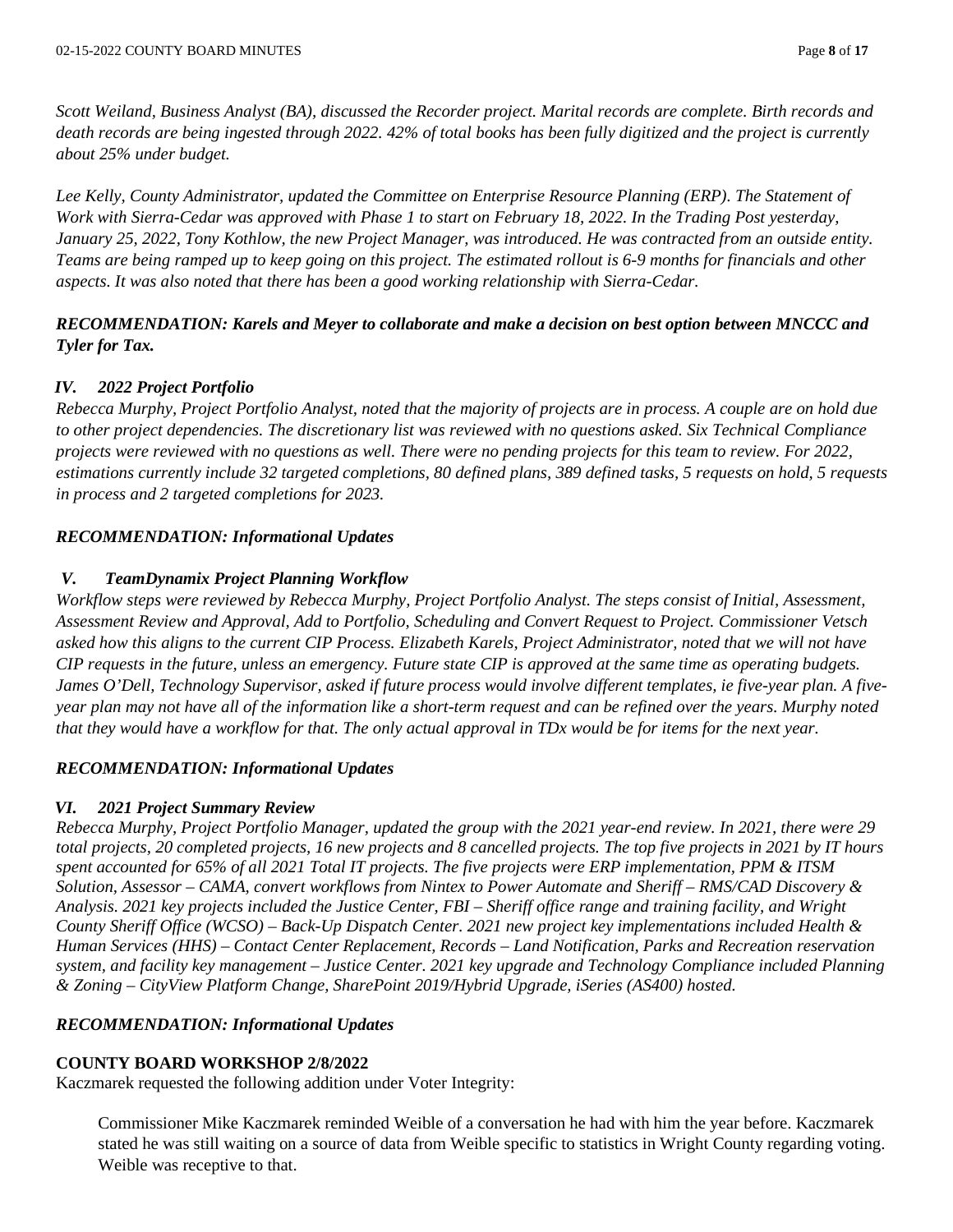*Scott Weiland, Business Analyst (BA), discussed the Recorder project. Marital records are complete. Birth records and death records are being ingested through 2022. 42% of total books has been fully digitized and the project is currently about 25% under budget.*

*Lee Kelly, County Administrator, updated the Committee on Enterprise Resource Planning (ERP). The Statement of Work with Sierra-Cedar was approved with Phase 1 to start on February 18, 2022. In the Trading Post yesterday, January 25, 2022, Tony Kothlow, the new Project Manager, was introduced. He was contracted from an outside entity. Teams are being ramped up to keep going on this project. The estimated rollout is 6-9 months for financials and other aspects. It was also noted that there has been a good working relationship with Sierra-Cedar.*

***RECOMMENDATION: Karels and Meyer to collaborate and make a decision on best option between MNCCC and Tyler for Tax.***

***IV. 2022 Project Portfolio***

*Rebecca Murphy, Project Portfolio Analyst, noted that the majority of projects are in process. A couple are on hold due to other project dependencies. The discretionary list was reviewed with no questions asked. Six Technical Compliance projects were reviewed with no questions as well. There were no pending projects for this team to review. For 2022, estimations currently include 32 targeted completions, 80 defined plans, 389 defined tasks, 5 requests on hold, 5 requests in process and 2 targeted completions for 2023.*

***RECOMMENDATION: Informational Updates***

***V. TeamDynamix Project Planning Workflow***

*Workflow steps were reviewed by Rebecca Murphy, Project Portfolio Analyst. The steps consist of Initial, Assessment, Assessment Review and Approval, Add to Portfolio, Scheduling and Convert Request to Project. Commissioner Vetsch asked how this aligns to the current CIP Process. Elizabeth Karels, Project Administrator, noted that we will not have CIP requests in the future, unless an emergency. Future state CIP is approved at the same time as operating budgets. James O'Dell, Technology Supervisor, asked if future process would involve different templates, ie five-year plan. A five-year plan may not have all of the information like a short-term request and can be refined over the years. Murphy noted that they would have a workflow for that. The only actual approval in TDx would be for items for the next year.*

***RECOMMENDATION: Informational Updates***

***VI. 2021 Project Summary Review***

*Rebecca Murphy, Project Portfolio Manager, updated the group with the 2021 year-end review. In 2021, there were 29 total projects, 20 completed projects, 16 new projects and 8 cancelled projects. The top five projects in 2021 by IT hours spent accounted for 65% of all 2021 Total IT projects. The five projects were ERP implementation, PPM & ITSM Solution, Assessor – CAMA, convert workflows from Nintex to Power Automate and Sheriff – RMS/CAD Discovery & Analysis. 2021 key projects included the Justice Center, FBI – Sheriff office range and training facility, and Wright County Sheriff Office (WCSO) – Back-Up Dispatch Center. 2021 new project key implementations included Health & Human Services (HHS) – Contact Center Replacement, Records – Land Notification, Parks and Recreation reservation system, and facility key management – Justice Center. 2021 key upgrade and Technology Compliance included Planning & Zoning – CityView Platform Change, SharePoint 2019/Hybrid Upgrade, iSeries (AS400) hosted.*

***RECOMMENDATION: Informational Updates***

**COUNTY BOARD WORKSHOP 2/8/2022**

Kaczmarek requested the following addition under Voter Integrity:

> Commissioner Mike Kaczmarek reminded Weible of a conversation he had with him the year before. Kaczmarek stated he was still waiting on a source of data from Weible specific to statistics in Wright County regarding voting. Weible was receptive to that.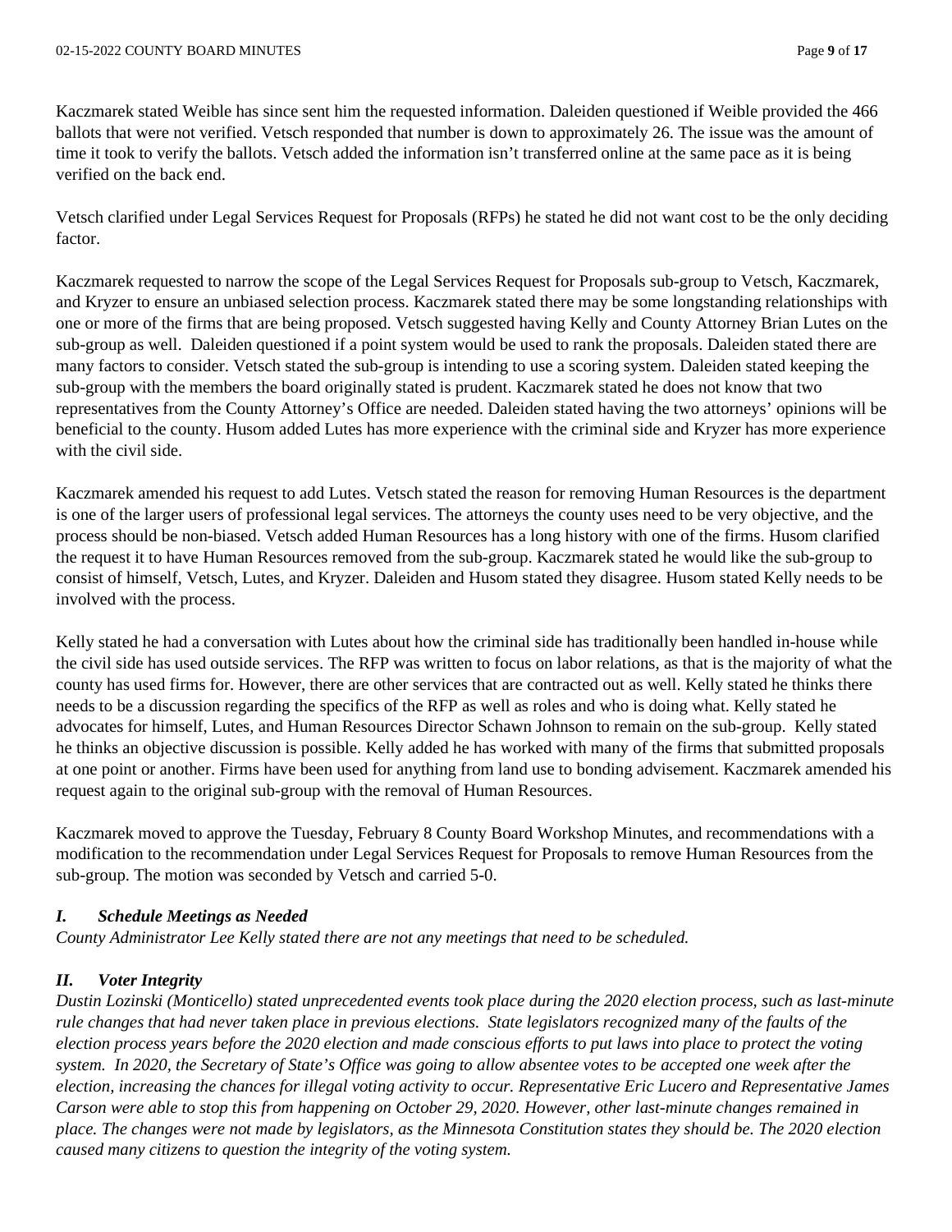Kaczmarek stated Weible has since sent him the requested information. Daleiden questioned if Weible provided the 466 ballots that were not verified. Vetsch responded that number is down to approximately 26. The issue was the amount of time it took to verify the ballots. Vetsch added the information isn't transferred online at the same pace as it is being verified on the back end.

Vetsch clarified under Legal Services Request for Proposals (RFPs) he stated he did not want cost to be the only deciding factor.

Kaczmarek requested to narrow the scope of the Legal Services Request for Proposals sub-group to Vetsch, Kaczmarek, and Kryzer to ensure an unbiased selection process. Kaczmarek stated there may be some longstanding relationships with one or more of the firms that are being proposed. Vetsch suggested having Kelly and County Attorney Brian Lutes on the sub-group as well. Daleiden questioned if a point system would be used to rank the proposals. Daleiden stated there are many factors to consider. Vetsch stated the sub-group is intending to use a scoring system. Daleiden stated keeping the sub-group with the members the board originally stated is prudent. Kaczmarek stated he does not know that two representatives from the County Attorney's Office are needed. Daleiden stated having the two attorneys' opinions will be beneficial to the county. Husom added Lutes has more experience with the criminal side and Kryzer has more experience with the civil side.

Kaczmarek amended his request to add Lutes. Vetsch stated the reason for removing Human Resources is the department is one of the larger users of professional legal services. The attorneys the county uses need to be very objective, and the process should be non-biased. Vetsch added Human Resources has a long history with one of the firms. Husom clarified the request it to have Human Resources removed from the sub-group. Kaczmarek stated he would like the sub-group to consist of himself, Vetsch, Lutes, and Kryzer. Daleiden and Husom stated they disagree. Husom stated Kelly needs to be involved with the process.

Kelly stated he had a conversation with Lutes about how the criminal side has traditionally been handled in-house while the civil side has used outside services. The RFP was written to focus on labor relations, as that is the majority of what the county has used firms for. However, there are other services that are contracted out as well. Kelly stated he thinks there needs to be a discussion regarding the specifics of the RFP as well as roles and who is doing what. Kelly stated he advocates for himself, Lutes, and Human Resources Director Schawn Johnson to remain on the sub-group. Kelly stated he thinks an objective discussion is possible. Kelly added he has worked with many of the firms that submitted proposals at one point or another. Firms have been used for anything from land use to bonding advisement. Kaczmarek amended his request again to the original sub-group with the removal of Human Resources.

Kaczmarek moved to approve the Tuesday, February 8 County Board Workshop Minutes, and recommendations with a modification to the recommendation under Legal Services Request for Proposals to remove Human Resources from the sub-group. The motion was seconded by Vetsch and carried 5-0.

### *I. Schedule Meetings as Needed*

*County Administrator Lee Kelly stated there are not any meetings that need to be scheduled.*

### *II. Voter Integrity*

*Dustin Lozinski (Monticello) stated unprecedented events took place during the 2020 election process, such as last-minute rule changes that had never taken place in previous elections. State legislators recognized many of the faults of the election process years before the 2020 election and made conscious efforts to put laws into place to protect the voting system. In 2020, the Secretary of State's Office was going to allow absentee votes to be accepted one week after the election, increasing the chances for illegal voting activity to occur. Representative Eric Lucero and Representative James Carson were able to stop this from happening on October 29, 2020. However, other last-minute changes remained in place. The changes were not made by legislators, as the Minnesota Constitution states they should be. The 2020 election caused many citizens to question the integrity of the voting system.*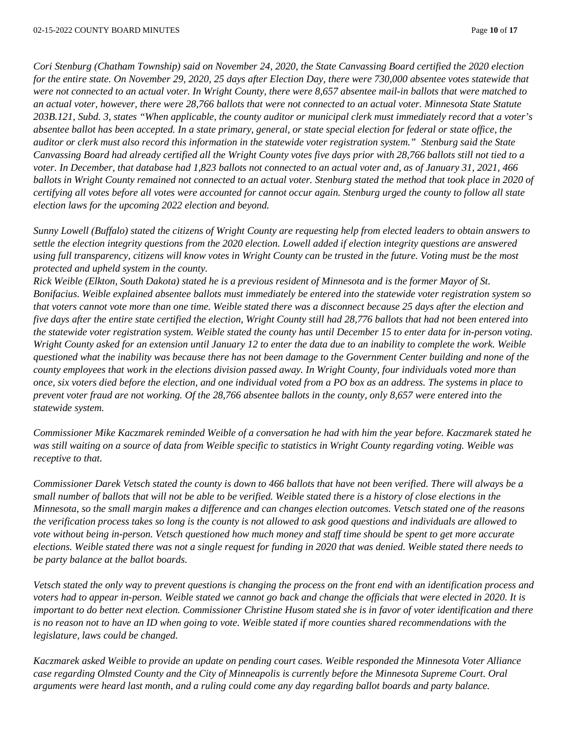*Cori Stenburg (Chatham Township) said on November 24, 2020, the State Canvassing Board certified the 2020 election for the entire state. On November 29, 2020, 25 days after Election Day, there were 730,000 absentee votes statewide that were not connected to an actual voter. In Wright County, there were 8,657 absentee mail-in ballots that were matched to an actual voter, however, there were 28,766 ballots that were not connected to an actual voter. Minnesota State Statute 203B.121, Subd. 3, states "When applicable, the county auditor or municipal clerk must immediately record that a voter's absentee ballot has been accepted. In a state primary, general, or state special election for federal or state office, the auditor or clerk must also record this information in the statewide voter registration system." Stenburg said the State Canvassing Board had already certified all the Wright County votes five days prior with 28,766 ballots still not tied to a voter. In December, that database had 1,823 ballots not connected to an actual voter and, as of January 31, 2021, 466 ballots in Wright County remained not connected to an actual voter. Stenburg stated the method that took place in 2020 of certifying all votes before all votes were accounted for cannot occur again. Stenburg urged the county to follow all state election laws for the upcoming 2022 election and beyond.*

*Sunny Lowell (Buffalo) stated the citizens of Wright County are requesting help from elected leaders to obtain answers to settle the election integrity questions from the 2020 election. Lowell added if election integrity questions are answered using full transparency, citizens will know votes in Wright County can be trusted in the future. Voting must be the most protected and upheld system in the county.*

*Rick Weible (Elkton, South Dakota) stated he is a previous resident of Minnesota and is the former Mayor of St. Bonifacius. Weible explained absentee ballots must immediately be entered into the statewide voter registration system so that voters cannot vote more than one time. Weible stated there was a disconnect because 25 days after the election and five days after the entire state certified the election, Wright County still had 28,776 ballots that had not been entered into the statewide voter registration system. Weible stated the county has until December 15 to enter data for in-person voting. Wright County asked for an extension until January 12 to enter the data due to an inability to complete the work. Weible questioned what the inability was because there has not been damage to the Government Center building and none of the county employees that work in the elections division passed away. In Wright County, four individuals voted more than once, six voters died before the election, and one individual voted from a PO box as an address. The systems in place to prevent voter fraud are not working. Of the 28,766 absentee ballots in the county, only 8,657 were entered into the statewide system.*

*Commissioner Mike Kaczmarek reminded Weible of a conversation he had with him the year before. Kaczmarek stated he was still waiting on a source of data from Weible specific to statistics in Wright County regarding voting. Weible was receptive to that.*

*Commissioner Darek Vetsch stated the county is down to 466 ballots that have not been verified. There will always be a small number of ballots that will not be able to be verified. Weible stated there is a history of close elections in the Minnesota, so the small margin makes a difference and can changes election outcomes. Vetsch stated one of the reasons the verification process takes so long is the county is not allowed to ask good questions and individuals are allowed to vote without being in-person. Vetsch questioned how much money and staff time should be spent to get more accurate elections. Weible stated there was not a single request for funding in 2020 that was denied. Weible stated there needs to be party balance at the ballot boards.*

*Vetsch stated the only way to prevent questions is changing the process on the front end with an identification process and voters had to appear in-person. Weible stated we cannot go back and change the officials that were elected in 2020. It is important to do better next election. Commissioner Christine Husom stated she is in favor of voter identification and there is no reason not to have an ID when going to vote. Weible stated if more counties shared recommendations with the legislature, laws could be changed.*

*Kaczmarek asked Weible to provide an update on pending court cases. Weible responded the Minnesota Voter Alliance case regarding Olmsted County and the City of Minneapolis is currently before the Minnesota Supreme Court. Oral arguments were heard last month, and a ruling could come any day regarding ballot boards and party balance.*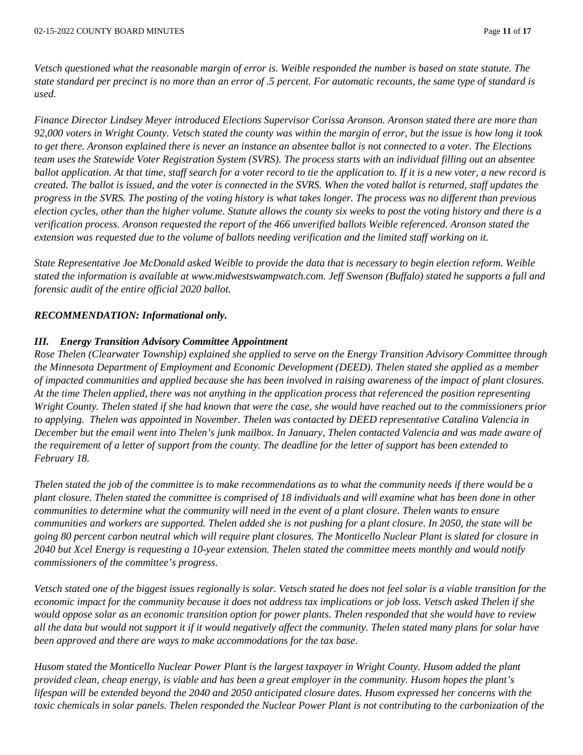*Vetsch questioned what the reasonable margin of error is. Weible responded the number is based on state statute. The state standard per precinct is no more than an error of .5 percent. For automatic recounts, the same type of standard is used.*

*Finance Director Lindsey Meyer introduced Elections Supervisor Corissa Aronson. Aronson stated there are more than 92,000 voters in Wright County. Vetsch stated the county was within the margin of error, but the issue is how long it took to get there. Aronson explained there is never an instance an absentee ballot is not connected to a voter. The Elections team uses the Statewide Voter Registration System (SVRS). The process starts with an individual filling out an absentee ballot application. At that time, staff search for a voter record to tie the application to. If it is a new voter, a new record is created. The ballot is issued, and the voter is connected in the SVRS. When the voted ballot is returned, staff updates the progress in the SVRS. The posting of the voting history is what takes longer. The process was no different than previous election cycles, other than the higher volume. Statute allows the county six weeks to post the voting history and there is a verification process. Aronson requested the report of the 466 unverified ballots Weible referenced. Aronson stated the extension was requested due to the volume of ballots needing verification and the limited staff working on it.*

*State Representative Joe McDonald asked Weible to provide the data that is necessary to begin election reform. Weible stated the information is available at www.midwestswampwatch.com. Jeff Swenson (Buffalo) stated he supports a full and forensic audit of the entire official 2020 ballot.*

***RECOMMENDATION: Informational only.***

***III. Energy Transition Advisory Committee Appointment***

*Rose Thelen (Clearwater Township) explained she applied to serve on the Energy Transition Advisory Committee through the Minnesota Department of Employment and Economic Development (DEED). Thelen stated she applied as a member of impacted communities and applied because she has been involved in raising awareness of the impact of plant closures. At the time Thelen applied, there was not anything in the application process that referenced the position representing Wright County. Thelen stated if she had known that were the case, she would have reached out to the commissioners prior to applying. Thelen was appointed in November. Thelen was contacted by DEED representative Catalina Valencia in December but the email went into Thelen's junk mailbox. In January, Thelen contacted Valencia and was made aware of the requirement of a letter of support from the county. The deadline for the letter of support has been extended to February 18.*

*Thelen stated the job of the committee is to make recommendations as to what the community needs if there would be a plant closure. Thelen stated the committee is comprised of 18 individuals and will examine what has been done in other communities to determine what the community will need in the event of a plant closure. Thelen wants to ensure communities and workers are supported. Thelen added she is not pushing for a plant closure. In 2050, the state will be going 80 percent carbon neutral which will require plant closures. The Monticello Nuclear Plant is slated for closure in 2040 but Xcel Energy is requesting a 10-year extension. Thelen stated the committee meets monthly and would notify commissioners of the committee's progress.*

*Vetsch stated one of the biggest issues regionally is solar. Vetsch stated he does not feel solar is a viable transition for the economic impact for the community because it does not address tax implications or job loss. Vetsch asked Thelen if she would oppose solar as an economic transition option for power plants. Thelen responded that she would have to review all the data but would not support it if it would negatively affect the community. Thelen stated many plans for solar have been approved and there are ways to make accommodations for the tax base.*

*Husom stated the Monticello Nuclear Power Plant is the largest taxpayer in Wright County. Husom added the plant provided clean, cheap energy, is viable and has been a great employer in the community. Husom hopes the plant's lifespan will be extended beyond the 2040 and 2050 anticipated closure dates. Husom expressed her concerns with the toxic chemicals in solar panels. Thelen responded the Nuclear Power Plant is not contributing to the carbonization of the*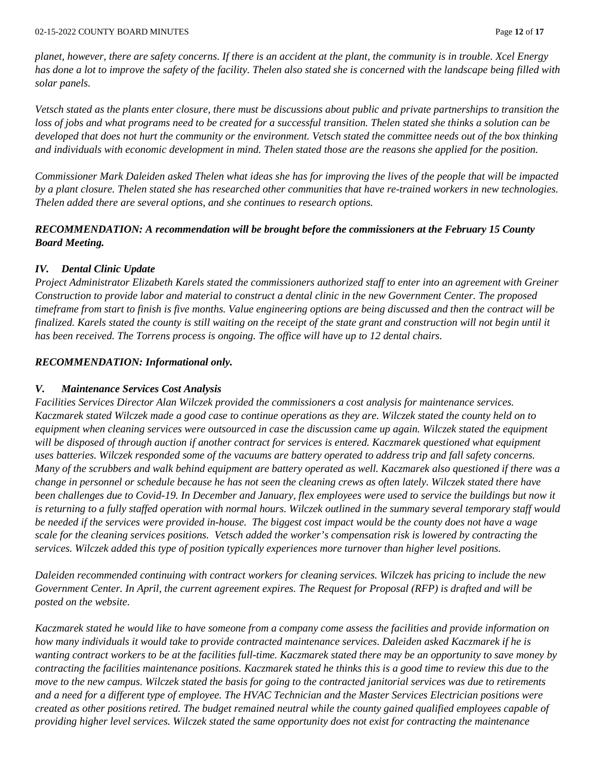*planet, however, there are safety concerns. If there is an accident at the plant, the community is in trouble. Xcel Energy has done a lot to improve the safety of the facility. Thelen also stated she is concerned with the landscape being filled with solar panels.*

*Vetsch stated as the plants enter closure, there must be discussions about public and private partnerships to transition the loss of jobs and what programs need to be created for a successful transition. Thelen stated she thinks a solution can be developed that does not hurt the community or the environment. Vetsch stated the committee needs out of the box thinking and individuals with economic development in mind. Thelen stated those are the reasons she applied for the position.*

*Commissioner Mark Daleiden asked Thelen what ideas she has for improving the lives of the people that will be impacted by a plant closure. Thelen stated she has researched other communities that have re-trained workers in new technologies. Thelen added there are several options, and she continues to research options.*

***RECOMMENDATION: A recommendation will be brought before the commissioners at the February 15 County Board Meeting.***

### *IV. Dental Clinic Update*

*Project Administrator Elizabeth Karels stated the commissioners authorized staff to enter into an agreement with Greiner Construction to provide labor and material to construct a dental clinic in the new Government Center. The proposed timeframe from start to finish is five months. Value engineering options are being discussed and then the contract will be finalized. Karels stated the county is still waiting on the receipt of the state grant and construction will not begin until it has been received. The Torrens process is ongoing. The office will have up to 12 dental chairs.*

***RECOMMENDATION: Informational only.***

### *V. Maintenance Services Cost Analysis*

*Facilities Services Director Alan Wilczek provided the commissioners a cost analysis for maintenance services. Kaczmarek stated Wilczek made a good case to continue operations as they are. Wilczek stated the county held on to equipment when cleaning services were outsourced in case the discussion came up again. Wilczek stated the equipment will be disposed of through auction if another contract for services is entered. Kaczmarek questioned what equipment uses batteries. Wilczek responded some of the vacuums are battery operated to address trip and fall safety concerns. Many of the scrubbers and walk behind equipment are battery operated as well. Kaczmarek also questioned if there was a change in personnel or schedule because he has not seen the cleaning crews as often lately. Wilczek stated there have been challenges due to Covid-19. In December and January, flex employees were used to service the buildings but now it is returning to a fully staffed operation with normal hours. Wilczek outlined in the summary several temporary staff would be needed if the services were provided in-house. The biggest cost impact would be the county does not have a wage scale for the cleaning services positions. Vetsch added the worker's compensation risk is lowered by contracting the services. Wilczek added this type of position typically experiences more turnover than higher level positions.*

*Daleiden recommended continuing with contract workers for cleaning services. Wilczek has pricing to include the new Government Center. In April, the current agreement expires. The Request for Proposal (RFP) is drafted and will be posted on the website.*

*Kaczmarek stated he would like to have someone from a company come assess the facilities and provide information on how many individuals it would take to provide contracted maintenance services. Daleiden asked Kaczmarek if he is wanting contract workers to be at the facilities full-time. Kaczmarek stated there may be an opportunity to save money by contracting the facilities maintenance positions. Kaczmarek stated he thinks this is a good time to review this due to the move to the new campus. Wilczek stated the basis for going to the contracted janitorial services was due to retirements and a need for a different type of employee. The HVAC Technician and the Master Services Electrician positions were created as other positions retired. The budget remained neutral while the county gained qualified employees capable of providing higher level services. Wilczek stated the same opportunity does not exist for contracting the maintenance*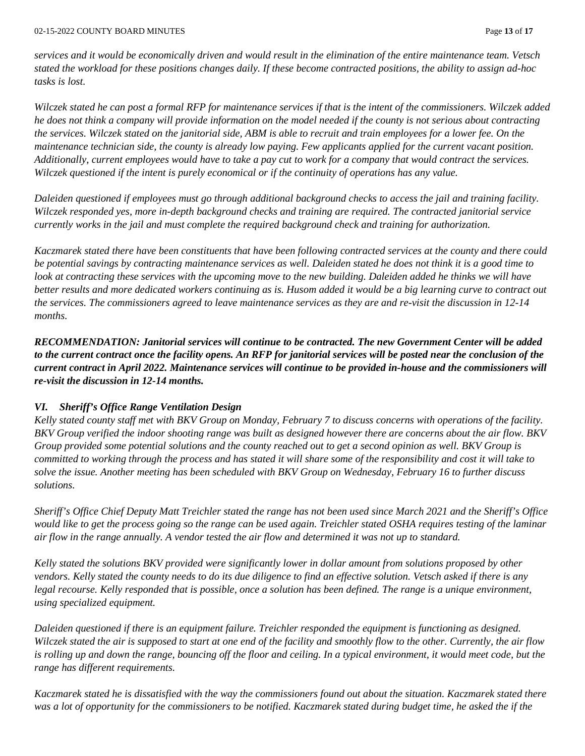*services and it would be economically driven and would result in the elimination of the entire maintenance team. Vetsch stated the workload for these positions changes daily. If these become contracted positions, the ability to assign ad-hoc tasks is lost.*

*Wilczek stated he can post a formal RFP for maintenance services if that is the intent of the commissioners. Wilczek added he does not think a company will provide information on the model needed if the county is not serious about contracting the services. Wilczek stated on the janitorial side, ABM is able to recruit and train employees for a lower fee. On the maintenance technician side, the county is already low paying. Few applicants applied for the current vacant position. Additionally, current employees would have to take a pay cut to work for a company that would contract the services. Wilczek questioned if the intent is purely economical or if the continuity of operations has any value.*

*Daleiden questioned if employees must go through additional background checks to access the jail and training facility. Wilczek responded yes, more in-depth background checks and training are required. The contracted janitorial service currently works in the jail and must complete the required background check and training for authorization.*

*Kaczmarek stated there have been constituents that have been following contracted services at the county and there could be potential savings by contracting maintenance services as well. Daleiden stated he does not think it is a good time to look at contracting these services with the upcoming move to the new building. Daleiden added he thinks we will have better results and more dedicated workers continuing as is. Husom added it would be a big learning curve to contract out the services. The commissioners agreed to leave maintenance services as they are and re-visit the discussion in 12-14 months.*

***RECOMMENDATION: Janitorial services will continue to be contracted. The new Government Center will be added to the current contract once the facility opens. An RFP for janitorial services will be posted near the conclusion of the current contract in April 2022. Maintenance services will continue to be provided in-house and the commissioners will re-visit the discussion in 12-14 months.***

### *VI. Sheriff's Office Range Ventilation Design*

*Kelly stated county staff met with BKV Group on Monday, February 7 to discuss concerns with operations of the facility. BKV Group verified the indoor shooting range was built as designed however there are concerns about the air flow. BKV Group provided some potential solutions and the county reached out to get a second opinion as well. BKV Group is committed to working through the process and has stated it will share some of the responsibility and cost it will take to solve the issue. Another meeting has been scheduled with BKV Group on Wednesday, February 16 to further discuss solutions.*

*Sheriff's Office Chief Deputy Matt Treichler stated the range has not been used since March 2021 and the Sheriff's Office would like to get the process going so the range can be used again. Treichler stated OSHA requires testing of the laminar air flow in the range annually. A vendor tested the air flow and determined it was not up to standard.*

*Kelly stated the solutions BKV provided were significantly lower in dollar amount from solutions proposed by other vendors. Kelly stated the county needs to do its due diligence to find an effective solution. Vetsch asked if there is any legal recourse. Kelly responded that is possible, once a solution has been defined. The range is a unique environment, using specialized equipment.*

*Daleiden questioned if there is an equipment failure. Treichler responded the equipment is functioning as designed. Wilczek stated the air is supposed to start at one end of the facility and smoothly flow to the other. Currently, the air flow is rolling up and down the range, bouncing off the floor and ceiling. In a typical environment, it would meet code, but the range has different requirements.*

*Kaczmarek stated he is dissatisfied with the way the commissioners found out about the situation. Kaczmarek stated there was a lot of opportunity for the commissioners to be notified. Kaczmarek stated during budget time, he asked the if the*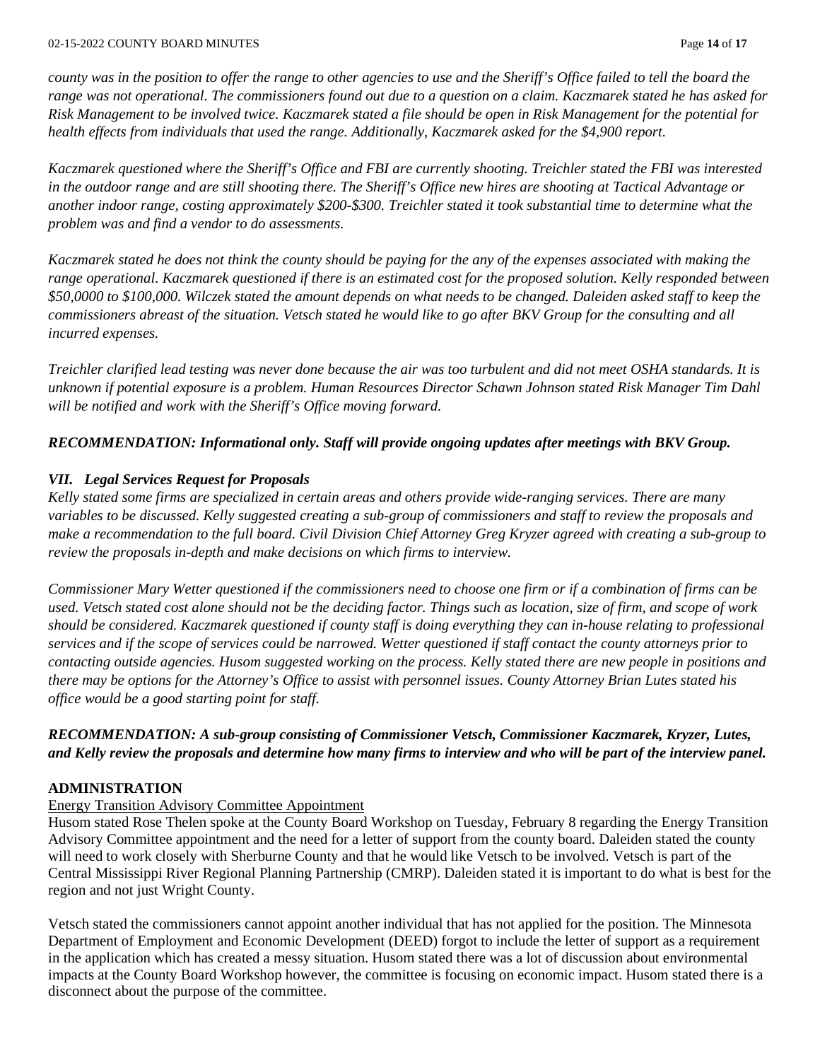*county was in the position to offer the range to other agencies to use and the Sheriff's Office failed to tell the board the range was not operational. The commissioners found out due to a question on a claim. Kaczmarek stated he has asked for Risk Management to be involved twice. Kaczmarek stated a file should be open in Risk Management for the potential for health effects from individuals that used the range. Additionally, Kaczmarek asked for the $4,900 report.*

*Kaczmarek questioned where the Sheriff's Office and FBI are currently shooting. Treichler stated the FBI was interested in the outdoor range and are still shooting there. The Sheriff's Office new hires are shooting at Tactical Advantage or another indoor range, costing approximately $200-$300. Treichler stated it took substantial time to determine what the problem was and find a vendor to do assessments.*

*Kaczmarek stated he does not think the county should be paying for the any of the expenses associated with making the range operational. Kaczmarek questioned if there is an estimated cost for the proposed solution. Kelly responded between $50,0000 to $100,000. Wilczek stated the amount depends on what needs to be changed. Daleiden asked staff to keep the commissioners abreast of the situation. Vetsch stated he would like to go after BKV Group for the consulting and all incurred expenses.*

*Treichler clarified lead testing was never done because the air was too turbulent and did not meet OSHA standards. It is unknown if potential exposure is a problem. Human Resources Director Schawn Johnson stated Risk Manager Tim Dahl will be notified and work with the Sheriff's Office moving forward.*

***RECOMMENDATION: Informational only. Staff will provide ongoing updates after meetings with BKV Group.***

***VII. Legal Services Request for Proposals***

*Kelly stated some firms are specialized in certain areas and others provide wide-ranging services. There are many variables to be discussed. Kelly suggested creating a sub-group of commissioners and staff to review the proposals and make a recommendation to the full board. Civil Division Chief Attorney Greg Kryzer agreed with creating a sub-group to review the proposals in-depth and make decisions on which firms to interview.*

*Commissioner Mary Wetter questioned if the commissioners need to choose one firm or if a combination of firms can be used. Vetsch stated cost alone should not be the deciding factor. Things such as location, size of firm, and scope of work should be considered. Kaczmarek questioned if county staff is doing everything they can in-house relating to professional services and if the scope of services could be narrowed. Wetter questioned if staff contact the county attorneys prior to contacting outside agencies. Husom suggested working on the process. Kelly stated there are new people in positions and there may be options for the Attorney's Office to assist with personnel issues. County Attorney Brian Lutes stated his office would be a good starting point for staff.*

***RECOMMENDATION: A sub-group consisting of Commissioner Vetsch, Commissioner Kaczmarek, Kryzer, Lutes, and Kelly review the proposals and determine how many firms to interview and who will be part of the interview panel.***

**ADMINISTRATION**

Energy Transition Advisory Committee Appointment

Husom stated Rose Thelen spoke at the County Board Workshop on Tuesday, February 8 regarding the Energy Transition Advisory Committee appointment and the need for a letter of support from the county board. Daleiden stated the county will need to work closely with Sherburne County and that he would like Vetsch to be involved. Vetsch is part of the Central Mississippi River Regional Planning Partnership (CMRP). Daleiden stated it is important to do what is best for the region and not just Wright County.

Vetsch stated the commissioners cannot appoint another individual that has not applied for the position. The Minnesota Department of Employment and Economic Development (DEED) forgot to include the letter of support as a requirement in the application which has created a messy situation. Husom stated there was a lot of discussion about environmental impacts at the County Board Workshop however, the committee is focusing on economic impact. Husom stated there is a disconnect about the purpose of the committee.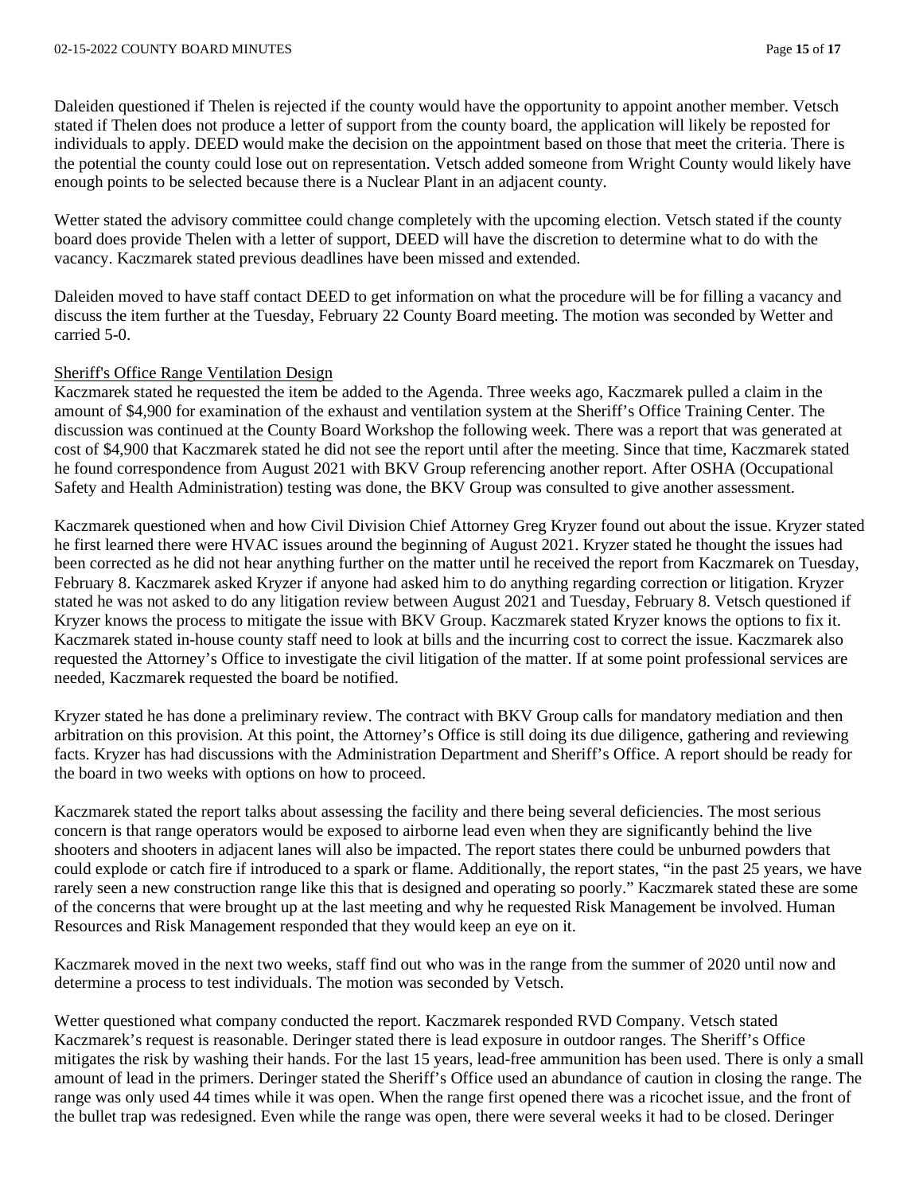Daleiden questioned if Thelen is rejected if the county would have the opportunity to appoint another member. Vetsch stated if Thelen does not produce a letter of support from the county board, the application will likely be reposted for individuals to apply. DEED would make the decision on the appointment based on those that meet the criteria. There is the potential the county could lose out on representation. Vetsch added someone from Wright County would likely have enough points to be selected because there is a Nuclear Plant in an adjacent county.

Wetter stated the advisory committee could change completely with the upcoming election. Vetsch stated if the county board does provide Thelen with a letter of support, DEED will have the discretion to determine what to do with the vacancy. Kaczmarek stated previous deadlines have been missed and extended.

Daleiden moved to have staff contact DEED to get information on what the procedure will be for filling a vacancy and discuss the item further at the Tuesday, February 22 County Board meeting. The motion was seconded by Wetter and carried 5-0.

Sheriff's Office Range Ventilation Design

Kaczmarek stated he requested the item be added to the Agenda. Three weeks ago, Kaczmarek pulled a claim in the amount of $4,900 for examination of the exhaust and ventilation system at the Sheriff's Office Training Center. The discussion was continued at the County Board Workshop the following week. There was a report that was generated at cost of $4,900 that Kaczmarek stated he did not see the report until after the meeting. Since that time, Kaczmarek stated he found correspondence from August 2021 with BKV Group referencing another report. After OSHA (Occupational Safety and Health Administration) testing was done, the BKV Group was consulted to give another assessment.

Kaczmarek questioned when and how Civil Division Chief Attorney Greg Kryzer found out about the issue. Kryzer stated he first learned there were HVAC issues around the beginning of August 2021. Kryzer stated he thought the issues had been corrected as he did not hear anything further on the matter until he received the report from Kaczmarek on Tuesday, February 8. Kaczmarek asked Kryzer if anyone had asked him to do anything regarding correction or litigation. Kryzer stated he was not asked to do any litigation review between August 2021 and Tuesday, February 8. Vetsch questioned if Kryzer knows the process to mitigate the issue with BKV Group. Kaczmarek stated Kryzer knows the options to fix it. Kaczmarek stated in-house county staff need to look at bills and the incurring cost to correct the issue. Kaczmarek also requested the Attorney's Office to investigate the civil litigation of the matter. If at some point professional services are needed, Kaczmarek requested the board be notified.

Kryzer stated he has done a preliminary review. The contract with BKV Group calls for mandatory mediation and then arbitration on this provision. At this point, the Attorney's Office is still doing its due diligence, gathering and reviewing facts. Kryzer has had discussions with the Administration Department and Sheriff's Office. A report should be ready for the board in two weeks with options on how to proceed.

Kaczmarek stated the report talks about assessing the facility and there being several deficiencies. The most serious concern is that range operators would be exposed to airborne lead even when they are significantly behind the live shooters and shooters in adjacent lanes will also be impacted. The report states there could be unburned powders that could explode or catch fire if introduced to a spark or flame. Additionally, the report states, "in the past 25 years, we have rarely seen a new construction range like this that is designed and operating so poorly." Kaczmarek stated these are some of the concerns that were brought up at the last meeting and why he requested Risk Management be involved. Human Resources and Risk Management responded that they would keep an eye on it.

Kaczmarek moved in the next two weeks, staff find out who was in the range from the summer of 2020 until now and determine a process to test individuals. The motion was seconded by Vetsch.

Wetter questioned what company conducted the report. Kaczmarek responded RVD Company. Vetsch stated Kaczmarek's request is reasonable. Deringer stated there is lead exposure in outdoor ranges. The Sheriff's Office mitigates the risk by washing their hands. For the last 15 years, lead-free ammunition has been used. There is only a small amount of lead in the primers. Deringer stated the Sheriff's Office used an abundance of caution in closing the range. The range was only used 44 times while it was open. When the range first opened there was a ricochet issue, and the front of the bullet trap was redesigned. Even while the range was open, there were several weeks it had to be closed. Deringer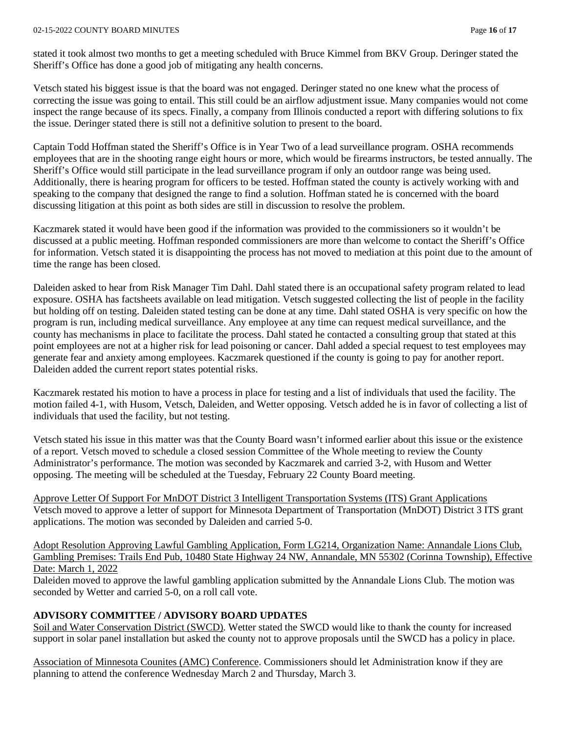stated it took almost two months to get a meeting scheduled with Bruce Kimmel from BKV Group. Deringer stated the Sheriff's Office has done a good job of mitigating any health concerns.

Vetsch stated his biggest issue is that the board was not engaged. Deringer stated no one knew what the process of correcting the issue was going to entail. This still could be an airflow adjustment issue. Many companies would not come inspect the range because of its specs. Finally, a company from Illinois conducted a report with differing solutions to fix the issue. Deringer stated there is still not a definitive solution to present to the board.

Captain Todd Hoffman stated the Sheriff's Office is in Year Two of a lead surveillance program. OSHA recommends employees that are in the shooting range eight hours or more, which would be firearms instructors, be tested annually. The Sheriff's Office would still participate in the lead surveillance program if only an outdoor range was being used. Additionally, there is hearing program for officers to be tested. Hoffman stated the county is actively working with and speaking to the company that designed the range to find a solution. Hoffman stated he is concerned with the board discussing litigation at this point as both sides are still in discussion to resolve the problem.

Kaczmarek stated it would have been good if the information was provided to the commissioners so it wouldn't be discussed at a public meeting. Hoffman responded commissioners are more than welcome to contact the Sheriff's Office for information. Vetsch stated it is disappointing the process has not moved to mediation at this point due to the amount of time the range has been closed.

Daleiden asked to hear from Risk Manager Tim Dahl. Dahl stated there is an occupational safety program related to lead exposure. OSHA has factsheets available on lead mitigation. Vetsch suggested collecting the list of people in the facility but holding off on testing. Daleiden stated testing can be done at any time. Dahl stated OSHA is very specific on how the program is run, including medical surveillance. Any employee at any time can request medical surveillance, and the county has mechanisms in place to facilitate the process. Dahl stated he contacted a consulting group that stated at this point employees are not at a higher risk for lead poisoning or cancer. Dahl added a special request to test employees may generate fear and anxiety among employees. Kaczmarek questioned if the county is going to pay for another report. Daleiden added the current report states potential risks.

Kaczmarek restated his motion to have a process in place for testing and a list of individuals that used the facility. The motion failed 4-1, with Husom, Vetsch, Daleiden, and Wetter opposing. Vetsch added he is in favor of collecting a list of individuals that used the facility, but not testing.

Vetsch stated his issue in this matter was that the County Board wasn't informed earlier about this issue or the existence of a report. Vetsch moved to schedule a closed session Committee of the Whole meeting to review the County Administrator's performance. The motion was seconded by Kaczmarek and carried 3-2, with Husom and Wetter opposing. The meeting will be scheduled at the Tuesday, February 22 County Board meeting.

Approve Letter Of Support For MnDOT District 3 Intelligent Transportation Systems (ITS) Grant Applications

Vetsch moved to approve a letter of support for Minnesota Department of Transportation (MnDOT) District 3 ITS grant applications. The motion was seconded by Daleiden and carried 5-0.

Adopt Resolution Approving Lawful Gambling Application, Form LG214, Organization Name: Annandale Lions Club, Gambling Premises: Trails End Pub, 10480 State Highway 24 NW, Annandale, MN 55302 (Corinna Township), Effective Date: March 1, 2022

Daleiden moved to approve the lawful gambling application submitted by the Annandale Lions Club. The motion was seconded by Wetter and carried 5-0, on a roll call vote.

## ADVISORY COMMITTEE / ADVISORY BOARD UPDATES

Soil and Water Conservation District (SWCD). Wetter stated the SWCD would like to thank the county for increased support in solar panel installation but asked the county not to approve proposals until the SWCD has a policy in place.

Association of Minnesota Counites (AMC) Conference. Commissioners should let Administration know if they are planning to attend the conference Wednesday March 2 and Thursday, March 3.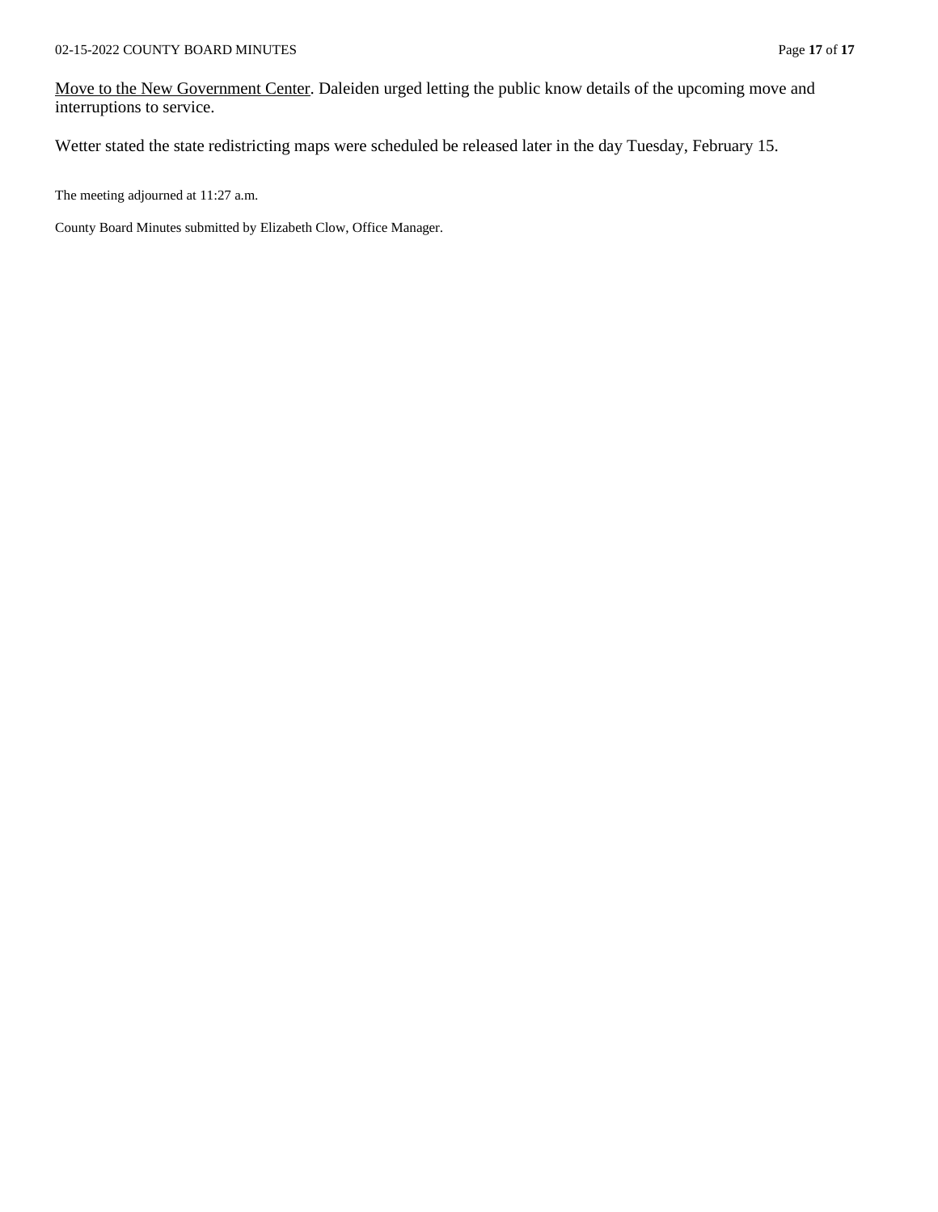Move to the New Government Center. Daleiden urged letting the public know details of the upcoming move and interruptions to service.

Wetter stated the state redistricting maps were scheduled be released later in the day Tuesday, February 15.

The meeting adjourned at 11:27 a.m.

County Board Minutes submitted by Elizabeth Clow, Office Manager.